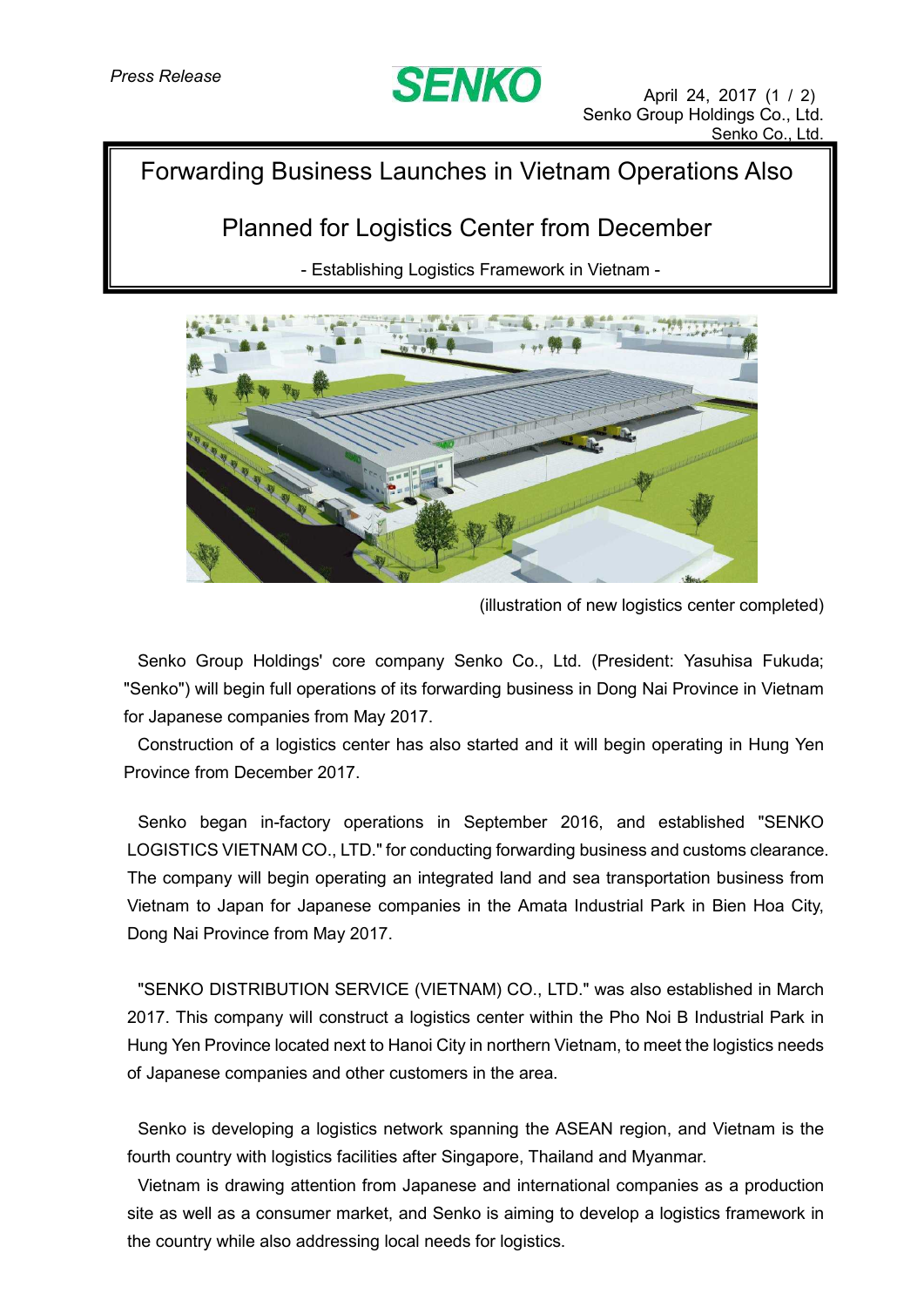*Press Release*

**SENKO**

April 24, 2017
Senko Group Holdings Co., Ltd.
Senko Co., Ltd.

# Forwarding Business Launches in Vietnam Operations Also Planned for Logistics Center from December

- Establishing Logistics Framework in Vietnam -

(illustration of new logistics center completed)

Senko Group Holdings' core company Senko Co., Ltd. (President: Yasuhisa Fukuda; "Senko") will begin full operations of its forwarding business in Dong Nai Province in Vietnam for Japanese companies from May 2017.

Construction of a logistics center has also started and it will begin operating in Hung Yen Province from December 2017.

Senko began in-factory operations in September 2016, and established "SENKO LOGISTICS VIETNAM CO., LTD." for conducting forwarding business and customs clearance. The company will begin operating an integrated land and sea transportation business from Vietnam to Japan for Japanese companies in the Amata Industrial Park in Bien Hoa City, Dong Nai Province from May 2017.

"SENKO DISTRIBUTION SERVICE (VIETNAM) CO., LTD." was also established in March 2017. This company will construct a logistics center within the Pho Noi B Industrial Park in Hung Yen Province located next to Hanoi City in northern Vietnam, to meet the logistics needs of Japanese companies and other customers in the area.

Senko is developing a logistics network spanning the ASEAN region, and Vietnam is the fourth country with logistics facilities after Singapore, Thailand and Myanmar.

Vietnam is drawing attention from Japanese and international companies as a production site as well as a consumer market, and Senko is aiming to develop a logistics framework in the country while also addressing local needs for logistics.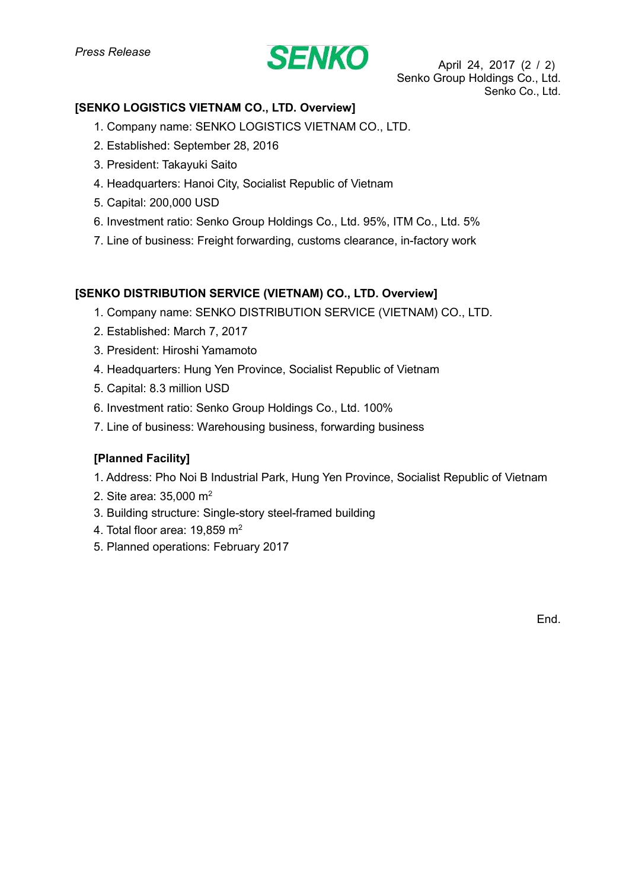## [SENKO LOGISTICS VIETNAM CO., LTD. Overview]

1. Company name: SENKO LOGISTICS VIETNAM CO., LTD.
2. Established: September 28, 2016
3. President: Takayuki Saito
4. Headquarters: Hanoi City, Socialist Republic of Vietnam
5. Capital: 200,000 USD
6. Investment ratio: Senko Group Holdings Co., Ltd. 95%, ITM Co., Ltd. 5%
7. Line of business: Freight forwarding, customs clearance, in-factory work

## [SENKO DISTRIBUTION SERVICE (VIETNAM) CO., LTD. Overview]

1. Company name: SENKO DISTRIBUTION SERVICE (VIETNAM) CO., LTD.
2. Established: March 7, 2017
3. President: Hiroshi Yamamoto
4. Headquarters: Hung Yen Province, Socialist Republic of Vietnam
5. Capital: 8.3 million USD
6. Investment ratio: Senko Group Holdings Co., Ltd. 100%
7. Line of business: Warehousing business, forwarding business

### [Planned Facility]

1. Address: Pho Noi B Industrial Park, Hung Yen Province, Socialist Republic of Vietnam
2. Site area: 35,000 $m^2$
3. Building structure: Single-story steel-framed building
4. Total floor area: 19,859 $m^2$
5. Planned operations: February 2017

End.